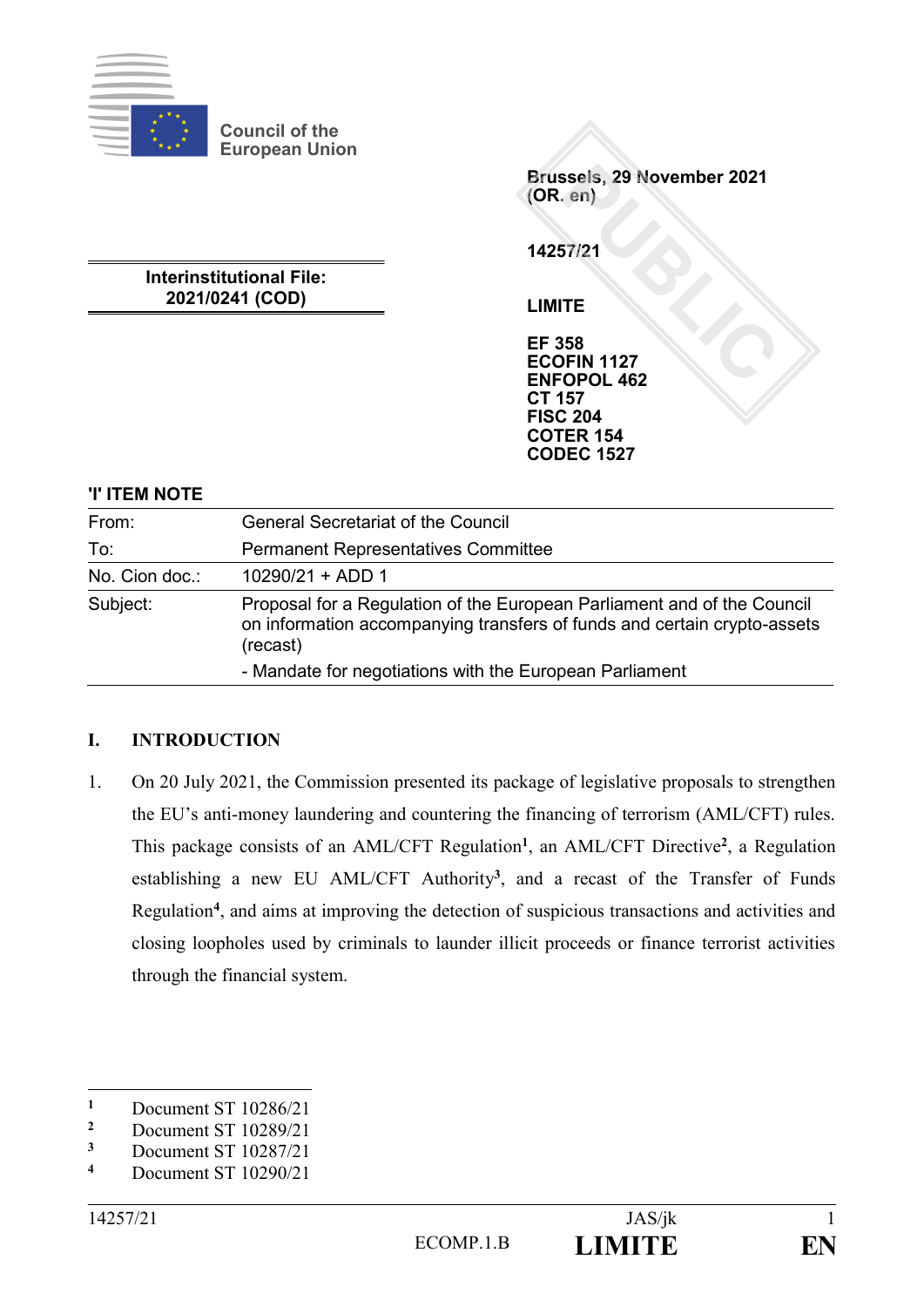Council of the European Union

Brussels, 29 November 2021
(OR. en)

14257/21

LIMITE

EF 358
ECOFIN 1127
ENFOPOL 462
CT 157
FISC 204
COTER 154
CODEC 1527

**Interinstitutional File:**
**2021/0241 (COD)**

**'I' ITEM NOTE**

| | |
|---|---|
| From: | General Secretariat of the Council |
| To: | Permanent Representatives Committee |
| No. Cion doc.: | 10290/21 + ADD 1 |
| Subject: | Proposal for a Regulation of the European Parliament and of the Council on information accompanying transfers of funds and certain crypto-assets (recast)<br>- Mandate for negotiations with the European Parliament |

## I. INTRODUCTION

1. On 20 July 2021, the Commission presented its package of legislative proposals to strengthen the EU's anti-money laundering and countering the financing of terrorism (AML/CFT) rules. This package consists of an AML/CFT Regulation[1], an AML/CFT Directive[2], a Regulation establishing a new EU AML/CFT Authority[3], and a recast of the Transfer of Funds Regulation[4], and aims at improving the detection of suspicious transactions and activities and closing loopholes used by criminals to launder illicit proceeds or finance terrorist activities through the financial system.

---

[1] Document ST 10286/21
[2] Document ST 10289/21
[3] Document ST 10287/21
[4] Document ST 10290/21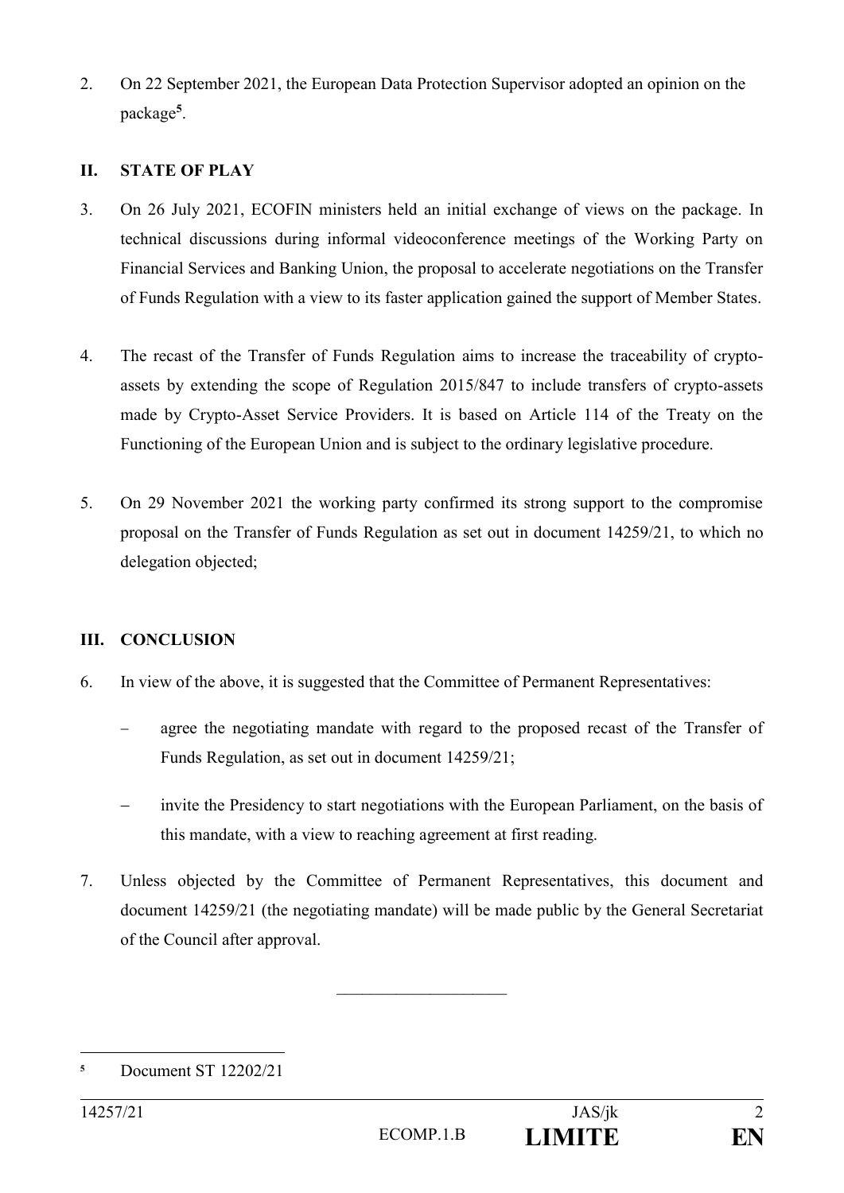2. On 22 September 2021, the European Data Protection Supervisor adopted an opinion on the package[5].

## II. STATE OF PLAY

3. On 26 July 2021, ECOFIN ministers held an initial exchange of views on the package. In technical discussions during informal videoconference meetings of the Working Party on Financial Services and Banking Union, the proposal to accelerate negotiations on the Transfer of Funds Regulation with a view to its faster application gained the support of Member States.

4. The recast of the Transfer of Funds Regulation aims to increase the traceability of crypto-assets by extending the scope of Regulation 2015/847 to include transfers of crypto-assets made by Crypto-Asset Service Providers. It is based on Article 114 of the Treaty on the Functioning of the European Union and is subject to the ordinary legislative procedure.

5. On 29 November 2021 the working party confirmed its strong support to the compromise proposal on the Transfer of Funds Regulation as set out in document 14259/21, to which no delegation objected;

## III. CONCLUSION

6. In view of the above, it is suggested that the Committee of Permanent Representatives:

   - agree the negotiating mandate with regard to the proposed recast of the Transfer of Funds Regulation, as set out in document 14259/21;

   - invite the Presidency to start negotiations with the European Parliament, on the basis of this mandate, with a view to reaching agreement at first reading.

7. Unless objected by the Committee of Permanent Representatives, this document and document 14259/21 (the negotiating mandate) will be made public by the General Secretariat of the Council after approval.

---

[5] Document ST 12202/21